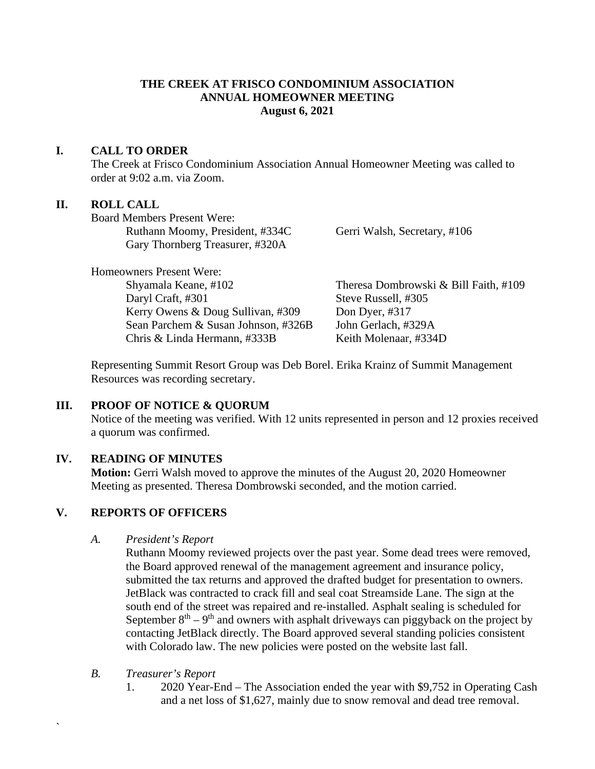**THE CREEK AT FRISCO CONDOMINIUM ASSOCIATION**
**ANNUAL HOMEOWNER MEETING**
**August 6, 2021**

## I. CALL TO ORDER

The Creek at Frisco Condominium Association Annual Homeowner Meeting was called to order at 9:02 a.m. via Zoom.

## II. ROLL CALL

Board Members Present Were:

Ruthann Moomy, President, #334C
Gerri Walsh, Secretary, #106
Gary Thornberg Treasurer, #320A

Homeowners Present Were:

Shyamala Keane, #102
Theresa Dombrowski & Bill Faith, #109
Daryl Craft, #301
Steve Russell, #305
Kerry Owens & Doug Sullivan, #309
Don Dyer, #317
Sean Parchem & Susan Johnson, #326B
John Gerlach, #329A
Chris & Linda Hermann, #333B
Keith Molenaar, #334D

Representing Summit Resort Group was Deb Borel. Erika Krainz of Summit Management Resources was recording secretary.

## III. PROOF OF NOTICE & QUORUM

Notice of the meeting was verified. With 12 units represented in person and 12 proxies received a quorum was confirmed.

## IV. READING OF MINUTES

**Motion:** Gerri Walsh moved to approve the minutes of the August 20, 2020 Homeowner Meeting as presented. Theresa Dombrowski seconded, and the motion carried.

## V. REPORTS OF OFFICERS

### *A. President's Report*

Ruthann Moomy reviewed projects over the past year. Some dead trees were removed, the Board approved renewal of the management agreement and insurance policy, submitted the tax returns and approved the drafted budget for presentation to owners. JetBlack was contracted to crack fill and seal coat Streamside Lane. The sign at the south end of the street was repaired and re-installed. Asphalt sealing is scheduled for September 8th – 9th and owners with asphalt driveways can piggyback on the project by contacting JetBlack directly. The Board approved several standing policies consistent with Colorado law. The new policies were posted on the website last fall.

### *B. Treasurer's Report*

1. 2020 Year-End – The Association ended the year with $9,752 in Operating Cash and a net loss of $1,627, mainly due to snow removal and dead tree removal.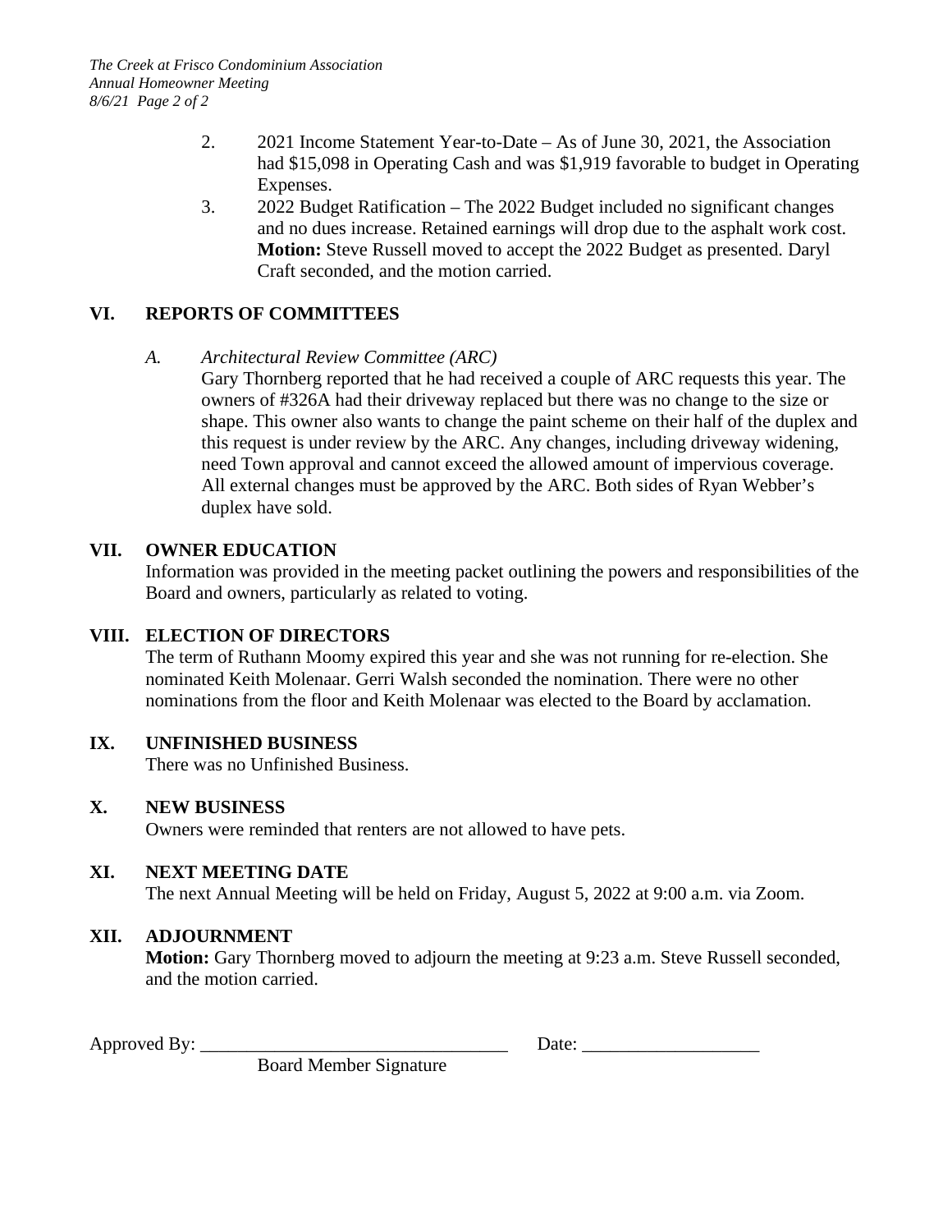2. 2021 Income Statement Year-to-Date – As of June 30, 2021, the Association had $15,098 in Operating Cash and was $1,919 favorable to budget in Operating Expenses.
3. 2022 Budget Ratification – The 2022 Budget included no significant changes and no dues increase. Retained earnings will drop due to the asphalt work cost. **Motion:** Steve Russell moved to accept the 2022 Budget as presented. Daryl Craft seconded, and the motion carried.

## VI. REPORTS OF COMMITTEES

*A. Architectural Review Committee (ARC)*

Gary Thornberg reported that he had received a couple of ARC requests this year. The owners of #326A had their driveway replaced but there was no change to the size or shape. This owner also wants to change the paint scheme on their half of the duplex and this request is under review by the ARC. Any changes, including driveway widening, need Town approval and cannot exceed the allowed amount of impervious coverage. All external changes must be approved by the ARC. Both sides of Ryan Webber's duplex have sold.

## VII. OWNER EDUCATION

Information was provided in the meeting packet outlining the powers and responsibilities of the Board and owners, particularly as related to voting.

## VIII. ELECTION OF DIRECTORS

The term of Ruthann Moomy expired this year and she was not running for re-election. She nominated Keith Molenaar. Gerri Walsh seconded the nomination. There were no other nominations from the floor and Keith Molenaar was elected to the Board by acclamation.

## IX. UNFINISHED BUSINESS

There was no Unfinished Business.

## X. NEW BUSINESS

Owners were reminded that renters are not allowed to have pets.

## XI. NEXT MEETING DATE

The next Annual Meeting will be held on Friday, August 5, 2022 at 9:00 a.m. via Zoom.

## XII. ADJOURNMENT

**Motion:** Gary Thornberg moved to adjourn the meeting at 9:23 a.m. Steve Russell seconded, and the motion carried.

Approved By: _________________________________ Date: ___________________

Board Member Signature